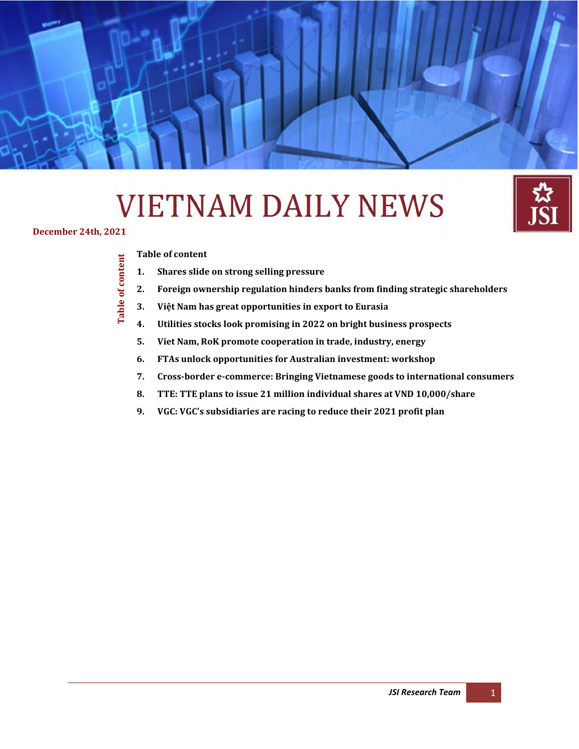# VIETNAM DAILY NEWS

**December 24th, 2021**

**Table of content**

1. **Shares slide on strong selling pressure**
2. **Foreign ownership regulation hinders banks from finding strategic shareholders**
3. **Việt Nam has great opportunities in export to Eurasia**
4. **Utilities stocks look promising in 2022 on bright business prospects**
5. **Viet Nam, RoK promote cooperation in trade, industry, energy**
6. **FTAs unlock opportunities for Australian investment: workshop**
7. **Cross-border e-commerce: Bringing Vietnamese goods to international consumers**
8. **TTE: TTE plans to issue 21 million individual shares at VND 10,000/share**
9. **VGC: VGC's subsidiaries are racing to reduce their 2021 profit plan**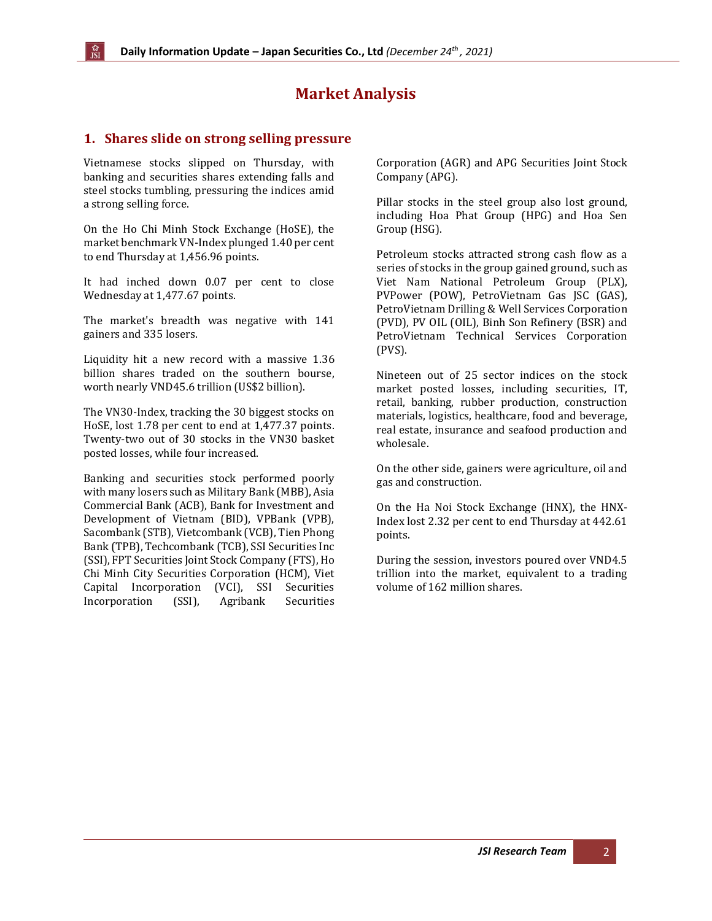# Market Analysis

## 1. Shares slide on strong selling pressure

Vietnamese stocks slipped on Thursday, with banking and securities shares extending falls and steel stocks tumbling, pressuring the indices amid a strong selling force.

On the Ho Chi Minh Stock Exchange (HoSE), the market benchmark VN-Index plunged 1.40 per cent to end Thursday at 1,456.96 points.

It had inched down 0.07 per cent to close Wednesday at 1,477.67 points.

The market's breadth was negative with 141 gainers and 335 losers.

Liquidity hit a new record with a massive 1.36 billion shares traded on the southern bourse, worth nearly VND45.6 trillion (US$2 billion).

The VN30-Index, tracking the 30 biggest stocks on HoSE, lost 1.78 per cent to end at 1,477.37 points. Twenty-two out of 30 stocks in the VN30 basket posted losses, while four increased.

Banking and securities stock performed poorly with many losers such as Military Bank (MBB), Asia Commercial Bank (ACB), Bank for Investment and Development of Vietnam (BID), VPBank (VPB), Sacombank (STB), Vietcombank (VCB), Tien Phong Bank (TPB), Techcombank (TCB), SSI Securities Inc (SSI), FPT Securities Joint Stock Company (FTS), Ho Chi Minh City Securities Corporation (HCM), Viet Capital Incorporation (VCI), SSI Securities Incorporation (SSI), Agribank Securities Corporation (AGR) and APG Securities Joint Stock Company (APG).

Pillar stocks in the steel group also lost ground, including Hoa Phat Group (HPG) and Hoa Sen Group (HSG).

Petroleum stocks attracted strong cash flow as a series of stocks in the group gained ground, such as Viet Nam National Petroleum Group (PLX), PVPower (POW), PetroVietnam Gas JSC (GAS), PetroVietnam Drilling & Well Services Corporation (PVD), PV OIL (OIL), Binh Son Refinery (BSR) and PetroVietnam Technical Services Corporation (PVS).

Nineteen out of 25 sector indices on the stock market posted losses, including securities, IT, retail, banking, rubber production, construction materials, logistics, healthcare, food and beverage, real estate, insurance and seafood production and wholesale.

On the other side, gainers were agriculture, oil and gas and construction.

On the Ha Noi Stock Exchange (HNX), the HNX-Index lost 2.32 per cent to end Thursday at 442.61 points.

During the session, investors poured over VND4.5 trillion into the market, equivalent to a trading volume of 162 million shares.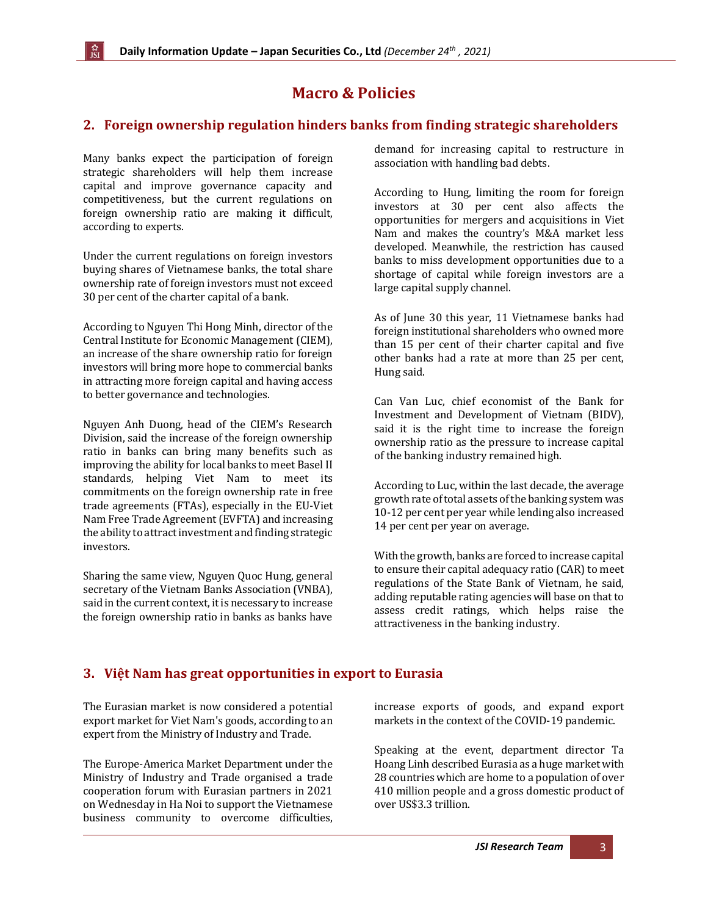# Macro & Policies

## 2. Foreign ownership regulation hinders banks from finding strategic shareholders

Many banks expect the participation of foreign strategic shareholders will help them increase capital and improve governance capacity and competitiveness, but the current regulations on foreign ownership ratio are making it difficult, according to experts.

Under the current regulations on foreign investors buying shares of Vietnamese banks, the total share ownership rate of foreign investors must not exceed 30 per cent of the charter capital of a bank.

According to Nguyen Thi Hong Minh, director of the Central Institute for Economic Management (CIEM), an increase of the share ownership ratio for foreign investors will bring more hope to commercial banks in attracting more foreign capital and having access to better governance and technologies.

Nguyen Anh Duong, head of the CIEM's Research Division, said the increase of the foreign ownership ratio in banks can bring many benefits such as improving the ability for local banks to meet Basel II standards, helping Viet Nam to meet its commitments on the foreign ownership rate in free trade agreements (FTAs), especially in the EU-Viet Nam Free Trade Agreement (EVFTA) and increasing the ability to attract investment and finding strategic investors.

Sharing the same view, Nguyen Quoc Hung, general secretary of the Vietnam Banks Association (VNBA), said in the current context, it is necessary to increase the foreign ownership ratio in banks as banks have demand for increasing capital to restructure in association with handling bad debts.

According to Hung, limiting the room for foreign investors at 30 per cent also affects the opportunities for mergers and acquisitions in Viet Nam and makes the country's M&A market less developed. Meanwhile, the restriction has caused banks to miss development opportunities due to a shortage of capital while foreign investors are a large capital supply channel.

As of June 30 this year, 11 Vietnamese banks had foreign institutional shareholders who owned more than 15 per cent of their charter capital and five other banks had a rate at more than 25 per cent, Hung said.

Can Van Luc, chief economist of the Bank for Investment and Development of Vietnam (BIDV), said it is the right time to increase the foreign ownership ratio as the pressure to increase capital of the banking industry remained high.

According to Luc, within the last decade, the average growth rate of total assets of the banking system was 10-12 per cent per year while lending also increased 14 per cent per year on average.

With the growth, banks are forced to increase capital to ensure their capital adequacy ratio (CAR) to meet regulations of the State Bank of Vietnam, he said, adding reputable rating agencies will base on that to assess credit ratings, which helps raise the attractiveness in the banking industry.

## 3. Việt Nam has great opportunities in export to Eurasia

The Eurasian market is now considered a potential export market for Viet Nam's goods, according to an expert from the Ministry of Industry and Trade.

The Europe-America Market Department under the Ministry of Industry and Trade organised a trade cooperation forum with Eurasian partners in 2021 on Wednesday in Ha Noi to support the Vietnamese business community to overcome difficulties, increase exports of goods, and expand export markets in the context of the COVID-19 pandemic.

Speaking at the event, department director Ta Hoang Linh described Eurasia as a huge market with 28 countries which are home to a population of over 410 million people and a gross domestic product of over US$3.3 trillion.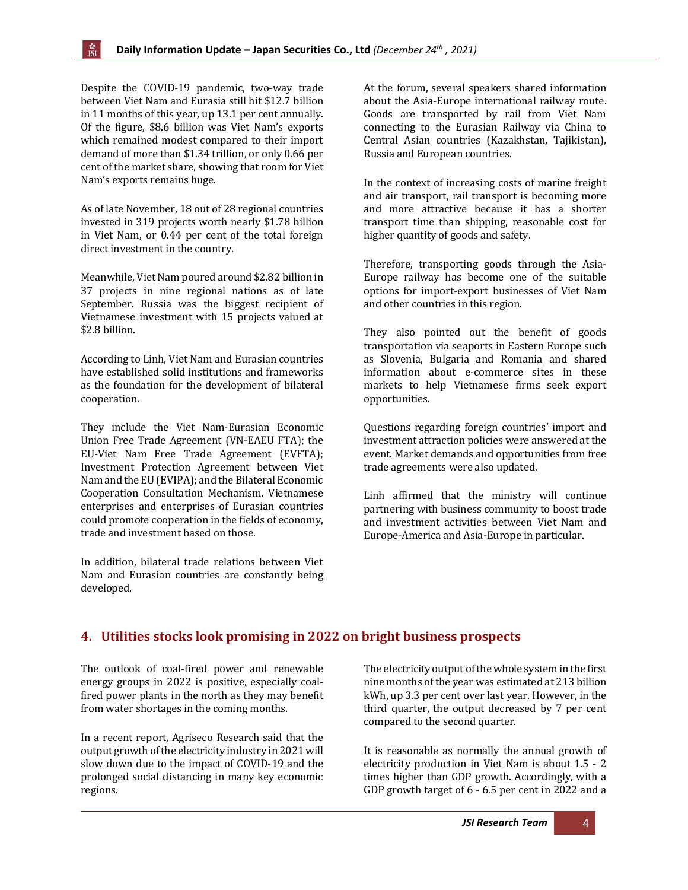Despite the COVID-19 pandemic, two-way trade between Viet Nam and Eurasia still hit $12.7 billion in 11 months of this year, up 13.1 per cent annually. Of the figure, $8.6 billion was Viet Nam's exports which remained modest compared to their import demand of more than $1.34 trillion, or only 0.66 per cent of the market share, showing that room for Viet Nam's exports remains huge.

As of late November, 18 out of 28 regional countries invested in 319 projects worth nearly $1.78 billion in Viet Nam, or 0.44 per cent of the total foreign direct investment in the country.

Meanwhile, Viet Nam poured around $2.82 billion in 37 projects in nine regional nations as of late September. Russia was the biggest recipient of Vietnamese investment with 15 projects valued at $2.8 billion.

According to Linh, Viet Nam and Eurasian countries have established solid institutions and frameworks as the foundation for the development of bilateral cooperation.

They include the Viet Nam-Eurasian Economic Union Free Trade Agreement (VN-EAEU FTA); the EU-Viet Nam Free Trade Agreement (EVFTA); Investment Protection Agreement between Viet Nam and the EU (EVIPA); and the Bilateral Economic Cooperation Consultation Mechanism. Vietnamese enterprises and enterprises of Eurasian countries could promote cooperation in the fields of economy, trade and investment based on those.

In addition, bilateral trade relations between Viet Nam and Eurasian countries are constantly being developed.

At the forum, several speakers shared information about the Asia-Europe international railway route. Goods are transported by rail from Viet Nam connecting to the Eurasian Railway via China to Central Asian countries (Kazakhstan, Tajikistan), Russia and European countries.

In the context of increasing costs of marine freight and air transport, rail transport is becoming more and more attractive because it has a shorter transport time than shipping, reasonable cost for higher quantity of goods and safety.

Therefore, transporting goods through the Asia-Europe railway has become one of the suitable options for import-export businesses of Viet Nam and other countries in this region.

They also pointed out the benefit of goods transportation via seaports in Eastern Europe such as Slovenia, Bulgaria and Romania and shared information about e-commerce sites in these markets to help Vietnamese firms seek export opportunities.

Questions regarding foreign countries' import and investment attraction policies were answered at the event. Market demands and opportunities from free trade agreements were also updated.

Linh affirmed that the ministry will continue partnering with business community to boost trade and investment activities between Viet Nam and Europe-America and Asia-Europe in particular.

## 4. Utilities stocks look promising in 2022 on bright business prospects

The outlook of coal-fired power and renewable energy groups in 2022 is positive, especially coal-fired power plants in the north as they may benefit from water shortages in the coming months.

In a recent report, Agriseco Research said that the output growth of the electricity industry in 2021 will slow down due to the impact of COVID-19 and the prolonged social distancing in many key economic regions.

The electricity output of the whole system in the first nine months of the year was estimated at 213 billion kWh, up 3.3 per cent over last year. However, in the third quarter, the output decreased by 7 per cent compared to the second quarter.

It is reasonable as normally the annual growth of electricity production in Viet Nam is about 1.5 - 2 times higher than GDP growth. Accordingly, with a GDP growth target of 6 - 6.5 per cent in 2022 and a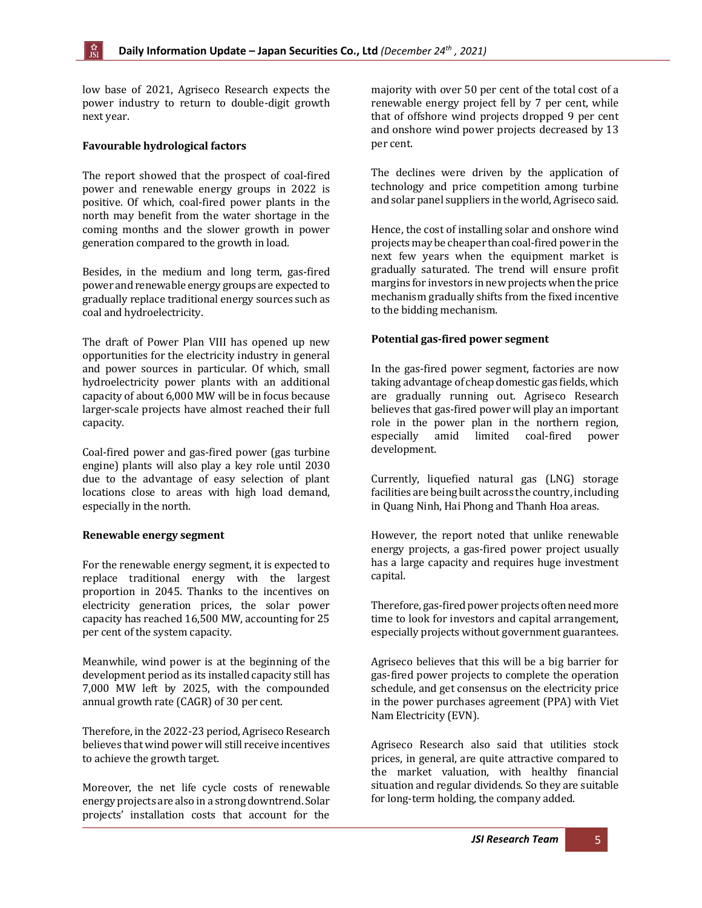low base of 2021, Agriseco Research expects the power industry to return to double-digit growth next year.

**Favourable hydrological factors**

The report showed that the prospect of coal-fired power and renewable energy groups in 2022 is positive. Of which, coal-fired power plants in the north may benefit from the water shortage in the coming months and the slower growth in power generation compared to the growth in load.

Besides, in the medium and long term, gas-fired power and renewable energy groups are expected to gradually replace traditional energy sources such as coal and hydroelectricity.

The draft of Power Plan VIII has opened up new opportunities for the electricity industry in general and power sources in particular. Of which, small hydroelectricity power plants with an additional capacity of about 6,000 MW will be in focus because larger-scale projects have almost reached their full capacity.

Coal-fired power and gas-fired power (gas turbine engine) plants will also play a key role until 2030 due to the advantage of easy selection of plant locations close to areas with high load demand, especially in the north.

**Renewable energy segment**

For the renewable energy segment, it is expected to replace traditional energy with the largest proportion in 2045. Thanks to the incentives on electricity generation prices, the solar power capacity has reached 16,500 MW, accounting for 25 per cent of the system capacity.

Meanwhile, wind power is at the beginning of the development period as its installed capacity still has 7,000 MW left by 2025, with the compounded annual growth rate (CAGR) of 30 per cent.

Therefore, in the 2022-23 period, Agriseco Research believes that wind power will still receive incentives to achieve the growth target.

Moreover, the net life cycle costs of renewable energy projects are also in a strong downtrend. Solar projects' installation costs that account for the majority with over 50 per cent of the total cost of a renewable energy project fell by 7 per cent, while that of offshore wind projects dropped 9 per cent and onshore wind power projects decreased by 13 per cent.

The declines were driven by the application of technology and price competition among turbine and solar panel suppliers in the world, Agriseco said.

Hence, the cost of installing solar and onshore wind projects may be cheaper than coal-fired power in the next few years when the equipment market is gradually saturated. The trend will ensure profit margins for investors in new projects when the price mechanism gradually shifts from the fixed incentive to the bidding mechanism.

**Potential gas-fired power segment**

In the gas-fired power segment, factories are now taking advantage of cheap domestic gas fields, which are gradually running out. Agriseco Research believes that gas-fired power will play an important role in the power plan in the northern region, especially amid limited coal-fired power development.

Currently, liquefied natural gas (LNG) storage facilities are being built across the country, including in Quang Ninh, Hai Phong and Thanh Hoa areas.

However, the report noted that unlike renewable energy projects, a gas-fired power project usually has a large capacity and requires huge investment capital.

Therefore, gas-fired power projects often need more time to look for investors and capital arrangement, especially projects without government guarantees.

Agriseco believes that this will be a big barrier for gas-fired power projects to complete the operation schedule, and get consensus on the electricity price in the power purchases agreement (PPA) with Viet Nam Electricity (EVN).

Agriseco Research also said that utilities stock prices, in general, are quite attractive compared to the market valuation, with healthy financial situation and regular dividends. So they are suitable for long-term holding, the company added.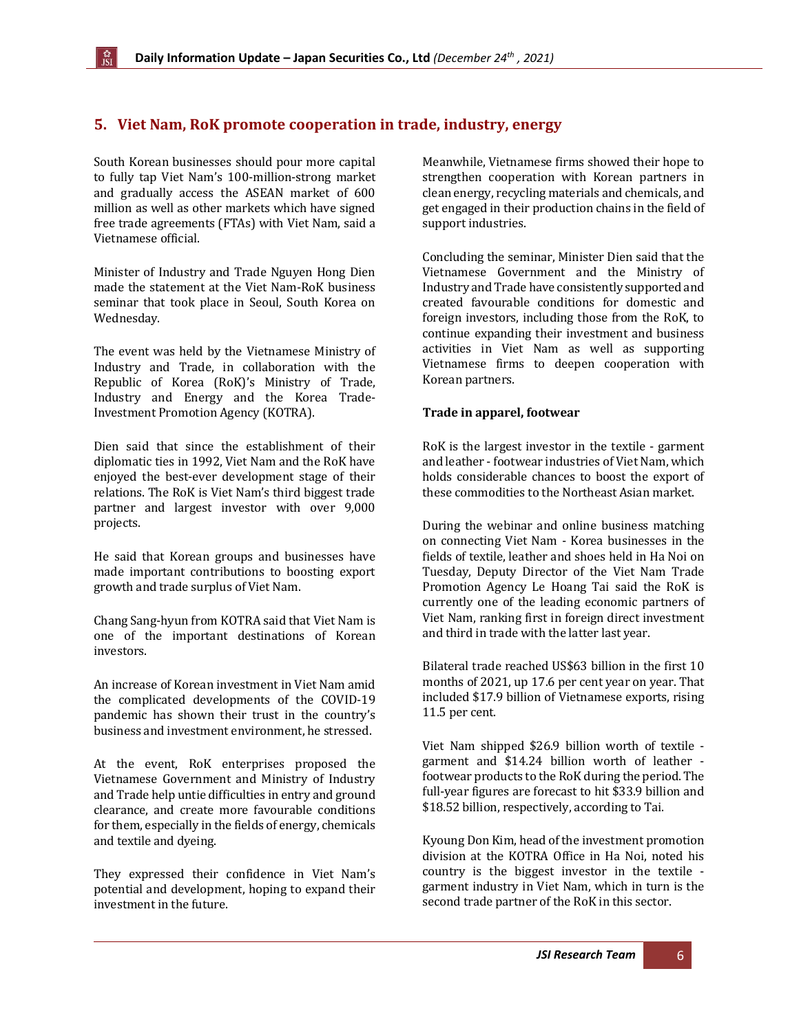## 5. Viet Nam, RoK promote cooperation in trade, industry, energy

South Korean businesses should pour more capital to fully tap Viet Nam's 100-million-strong market and gradually access the ASEAN market of 600 million as well as other markets which have signed free trade agreements (FTAs) with Viet Nam, said a Vietnamese official.

Minister of Industry and Trade Nguyen Hong Dien made the statement at the Viet Nam-RoK business seminar that took place in Seoul, South Korea on Wednesday.

The event was held by the Vietnamese Ministry of Industry and Trade, in collaboration with the Republic of Korea (RoK)'s Ministry of Trade, Industry and Energy and the Korea Trade-Investment Promotion Agency (KOTRA).

Dien said that since the establishment of their diplomatic ties in 1992, Viet Nam and the RoK have enjoyed the best-ever development stage of their relations. The RoK is Viet Nam's third biggest trade partner and largest investor with over 9,000 projects.

He said that Korean groups and businesses have made important contributions to boosting export growth and trade surplus of Viet Nam.

Chang Sang-hyun from KOTRA said that Viet Nam is one of the important destinations of Korean investors.

An increase of Korean investment in Viet Nam amid the complicated developments of the COVID-19 pandemic has shown their trust in the country's business and investment environment, he stressed.

At the event, RoK enterprises proposed the Vietnamese Government and Ministry of Industry and Trade help untie difficulties in entry and ground clearance, and create more favourable conditions for them, especially in the fields of energy, chemicals and textile and dyeing.

They expressed their confidence in Viet Nam's potential and development, hoping to expand their investment in the future.

Meanwhile, Vietnamese firms showed their hope to strengthen cooperation with Korean partners in clean energy, recycling materials and chemicals, and get engaged in their production chains in the field of support industries.

Concluding the seminar, Minister Dien said that the Vietnamese Government and the Ministry of Industry and Trade have consistently supported and created favourable conditions for domestic and foreign investors, including those from the RoK, to continue expanding their investment and business activities in Viet Nam as well as supporting Vietnamese firms to deepen cooperation with Korean partners.

**Trade in apparel, footwear**

RoK is the largest investor in the textile - garment and leather - footwear industries of Viet Nam, which holds considerable chances to boost the export of these commodities to the Northeast Asian market.

During the webinar and online business matching on connecting Viet Nam - Korea businesses in the fields of textile, leather and shoes held in Ha Noi on Tuesday, Deputy Director of the Viet Nam Trade Promotion Agency Le Hoang Tai said the RoK is currently one of the leading economic partners of Viet Nam, ranking first in foreign direct investment and third in trade with the latter last year.

Bilateral trade reached US$63 billion in the first 10 months of 2021, up 17.6 per cent year on year. That included $17.9 billion of Vietnamese exports, rising 11.5 per cent.

Viet Nam shipped $26.9 billion worth of textile - garment and $14.24 billion worth of leather - footwear products to the RoK during the period. The full-year figures are forecast to hit $33.9 billion and $18.52 billion, respectively, according to Tai.

Kyoung Don Kim, head of the investment promotion division at the KOTRA Office in Ha Noi, noted his country is the biggest investor in the textile - garment industry in Viet Nam, which in turn is the second trade partner of the RoK in this sector.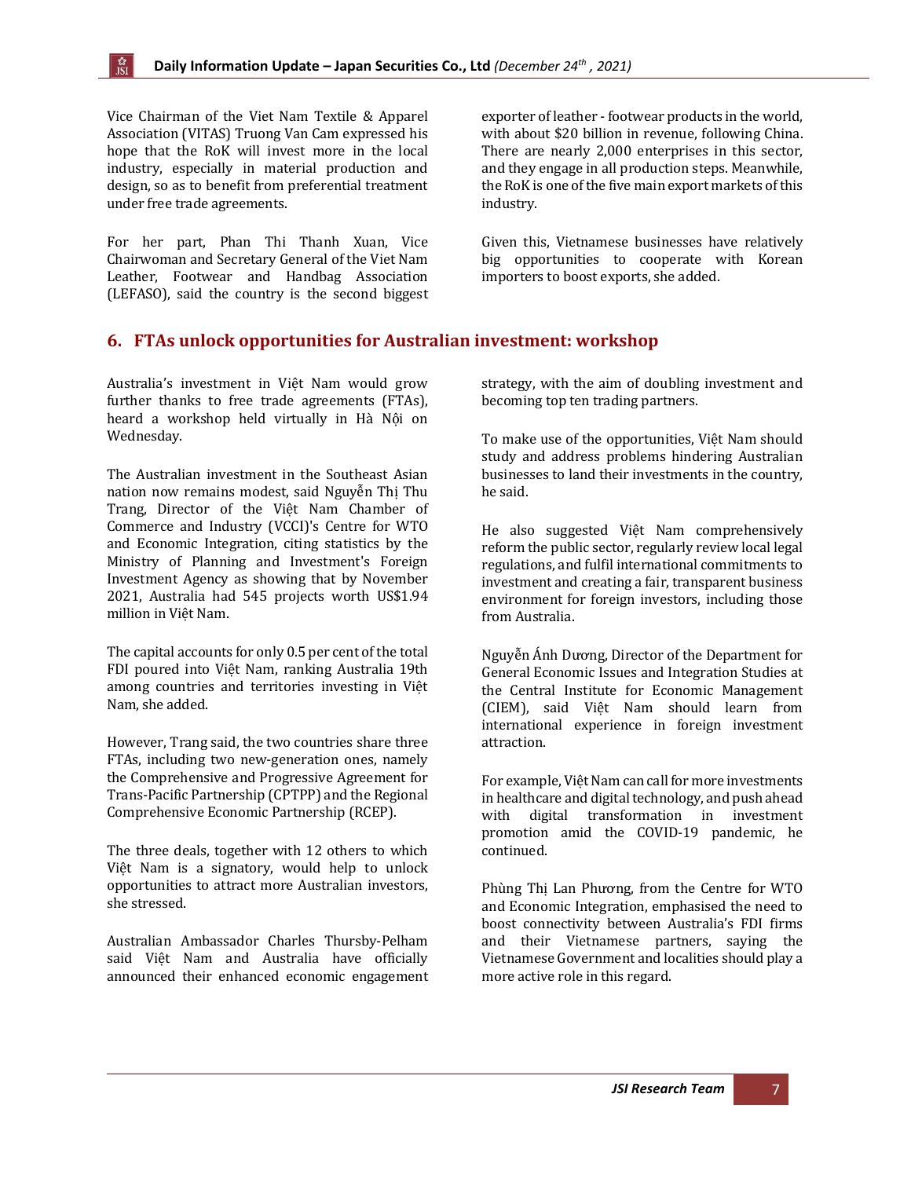Vice Chairman of the Viet Nam Textile & Apparel Association (VITAS) Truong Van Cam expressed his hope that the RoK will invest more in the local industry, especially in material production and design, so as to benefit from preferential treatment under free trade agreements.

For her part, Phan Thi Thanh Xuan, Vice Chairwoman and Secretary General of the Viet Nam Leather, Footwear and Handbag Association (LEFASO), said the country is the second biggest exporter of leather - footwear products in the world, with about $20 billion in revenue, following China. There are nearly 2,000 enterprises in this sector, and they engage in all production steps. Meanwhile, the RoK is one of the five main export markets of this industry.

Given this, Vietnamese businesses have relatively big opportunities to cooperate with Korean importers to boost exports, she added.

## 6. FTAs unlock opportunities for Australian investment: workshop

Australia's investment in Việt Nam would grow further thanks to free trade agreements (FTAs), heard a workshop held virtually in Hà Nội on Wednesday.

The Australian investment in the Southeast Asian nation now remains modest, said Nguyễn Thị Thu Trang, Director of the Việt Nam Chamber of Commerce and Industry (VCCI)'s Centre for WTO and Economic Integration, citing statistics by the Ministry of Planning and Investment's Foreign Investment Agency as showing that by November 2021, Australia had 545 projects worth US$1.94 million in Việt Nam.

The capital accounts for only 0.5 per cent of the total FDI poured into Việt Nam, ranking Australia 19th among countries and territories investing in Việt Nam, she added.

However, Trang said, the two countries share three FTAs, including two new-generation ones, namely the Comprehensive and Progressive Agreement for Trans-Pacific Partnership (CPTPP) and the Regional Comprehensive Economic Partnership (RCEP).

The three deals, together with 12 others to which Việt Nam is a signatory, would help to unlock opportunities to attract more Australian investors, she stressed.

Australian Ambassador Charles Thursby-Pelham said Việt Nam and Australia have officially announced their enhanced economic engagement strategy, with the aim of doubling investment and becoming top ten trading partners.

To make use of the opportunities, Việt Nam should study and address problems hindering Australian businesses to land their investments in the country, he said.

He also suggested Việt Nam comprehensively reform the public sector, regularly review local legal regulations, and fulfil international commitments to investment and creating a fair, transparent business environment for foreign investors, including those from Australia.

Nguyễn Ánh Dương, Director of the Department for General Economic Issues and Integration Studies at the Central Institute for Economic Management (CIEM), said Việt Nam should learn from international experience in foreign investment attraction.

For example, Việt Nam can call for more investments in healthcare and digital technology, and push ahead with digital transformation in investment promotion amid the COVID-19 pandemic, he continued.

Phùng Thị Lan Phương, from the Centre for WTO and Economic Integration, emphasised the need to boost connectivity between Australia's FDI firms and their Vietnamese partners, saying the Vietnamese Government and localities should play a more active role in this regard.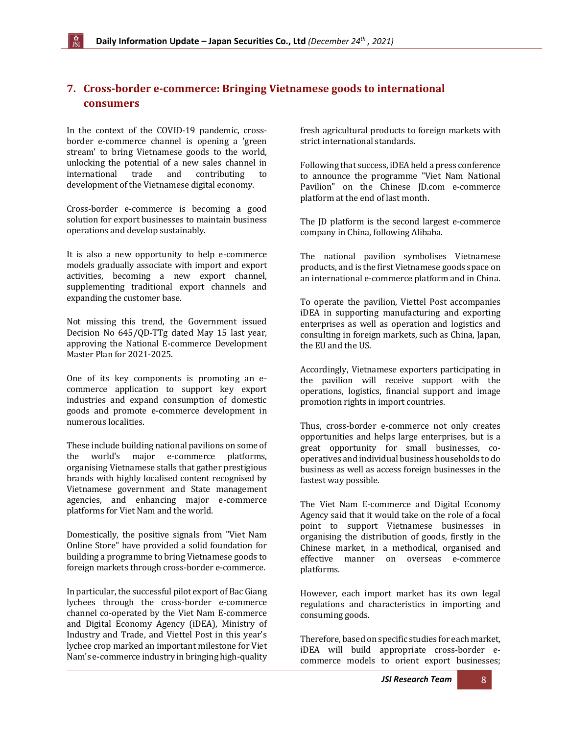## 7. Cross-border e-commerce: Bringing Vietnamese goods to international consumers

In the context of the COVID-19 pandemic, cross-border e-commerce channel is opening a 'green stream' to bring Vietnamese goods to the world, unlocking the potential of a new sales channel in international trade and contributing to development of the Vietnamese digital economy.

Cross-border e-commerce is becoming a good solution for export businesses to maintain business operations and develop sustainably.

It is also a new opportunity to help e-commerce models gradually associate with import and export activities, becoming a new export channel, supplementing traditional export channels and expanding the customer base.

Not missing this trend, the Government issued Decision No 645/QD-TTg dated May 15 last year, approving the National E-commerce Development Master Plan for 2021-2025.

One of its key components is promoting an e-commerce application to support key export industries and expand consumption of domestic goods and promote e-commerce development in numerous localities.

These include building national pavilions on some of the world's major e-commerce platforms, organising Vietnamese stalls that gather prestigious brands with highly localised content recognised by Vietnamese government and State management agencies, and enhancing major e-commerce platforms for Viet Nam and the world.

Domestically, the positive signals from "Viet Nam Online Store" have provided a solid foundation for building a programme to bring Vietnamese goods to foreign markets through cross-border e-commerce.

In particular, the successful pilot export of Bac Giang lychees through the cross-border e-commerce channel co-operated by the Viet Nam E-commerce and Digital Economy Agency (iDEA), Ministry of Industry and Trade, and Viettel Post in this year's lychee crop marked an important milestone for Viet Nam's e-commerce industry in bringing high-quality fresh agricultural products to foreign markets with strict international standards.

Following that success, iDEA held a press conference to announce the programme "Viet Nam National Pavilion" on the Chinese JD.com e-commerce platform at the end of last month.

The JD platform is the second largest e-commerce company in China, following Alibaba.

The national pavilion symbolises Vietnamese products, and is the first Vietnamese goods space on an international e-commerce platform and in China.

To operate the pavilion, Viettel Post accompanies iDEA in supporting manufacturing and exporting enterprises as well as operation and logistics and consulting in foreign markets, such as China, Japan, the EU and the US.

Accordingly, Vietnamese exporters participating in the pavilion will receive support with the operations, logistics, financial support and image promotion rights in import countries.

Thus, cross-border e-commerce not only creates opportunities and helps large enterprises, but is a great opportunity for small businesses, co-operatives and individual business households to do business as well as access foreign businesses in the fastest way possible.

The Viet Nam E-commerce and Digital Economy Agency said that it would take on the role of a focal point to support Vietnamese businesses in organising the distribution of goods, firstly in the Chinese market, in a methodical, organised and effective manner on overseas e-commerce platforms.

However, each import market has its own legal regulations and characteristics in importing and consuming goods.

Therefore, based on specific studies for each market, iDEA will build appropriate cross-border e-commerce models to orient export businesses;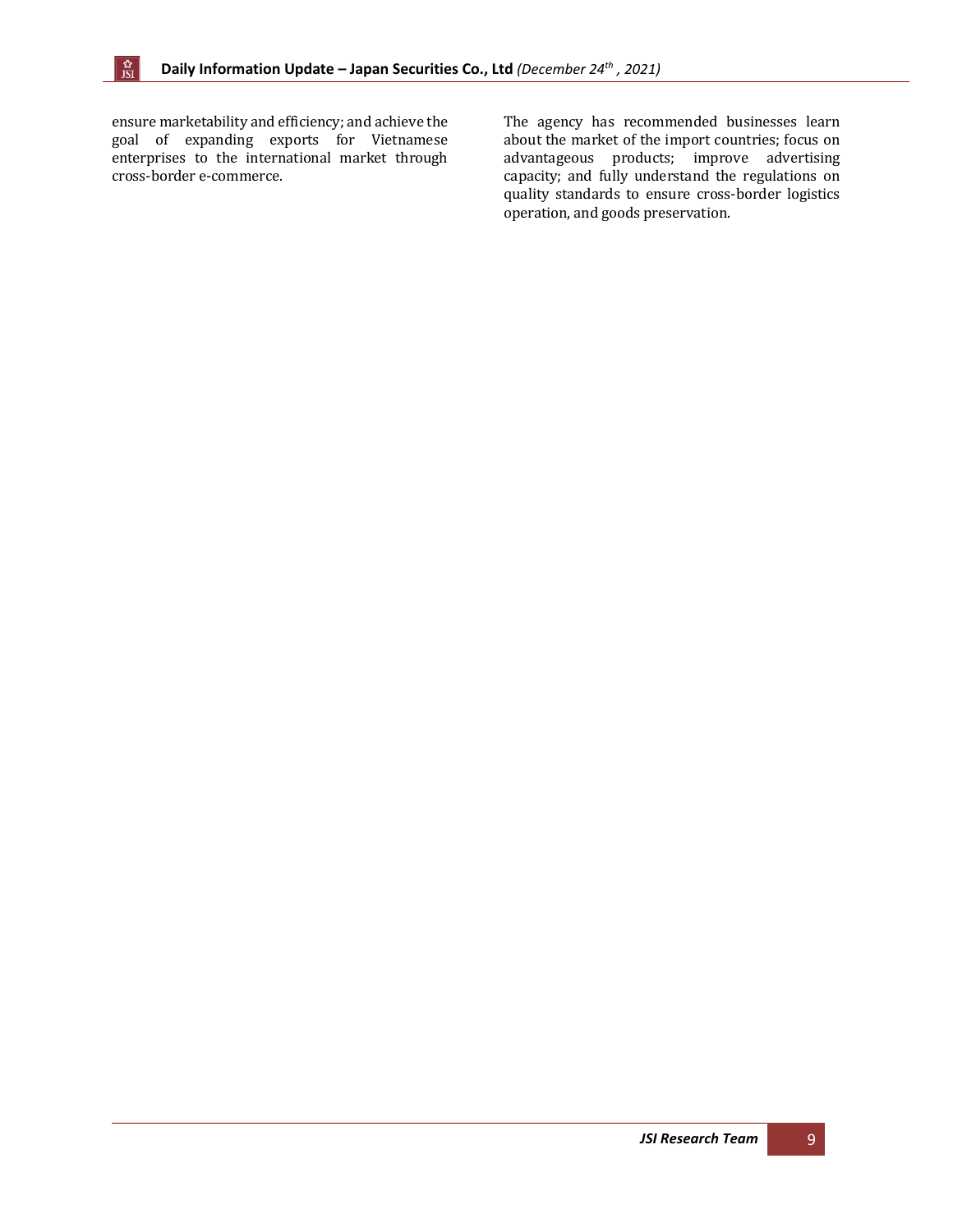ensure marketability and efficiency; and achieve the goal of expanding exports for Vietnamese enterprises to the international market through cross-border e-commerce.

The agency has recommended businesses learn about the market of the import countries; focus on advantageous products; improve advertising capacity; and fully understand the regulations on quality standards to ensure cross-border logistics operation, and goods preservation.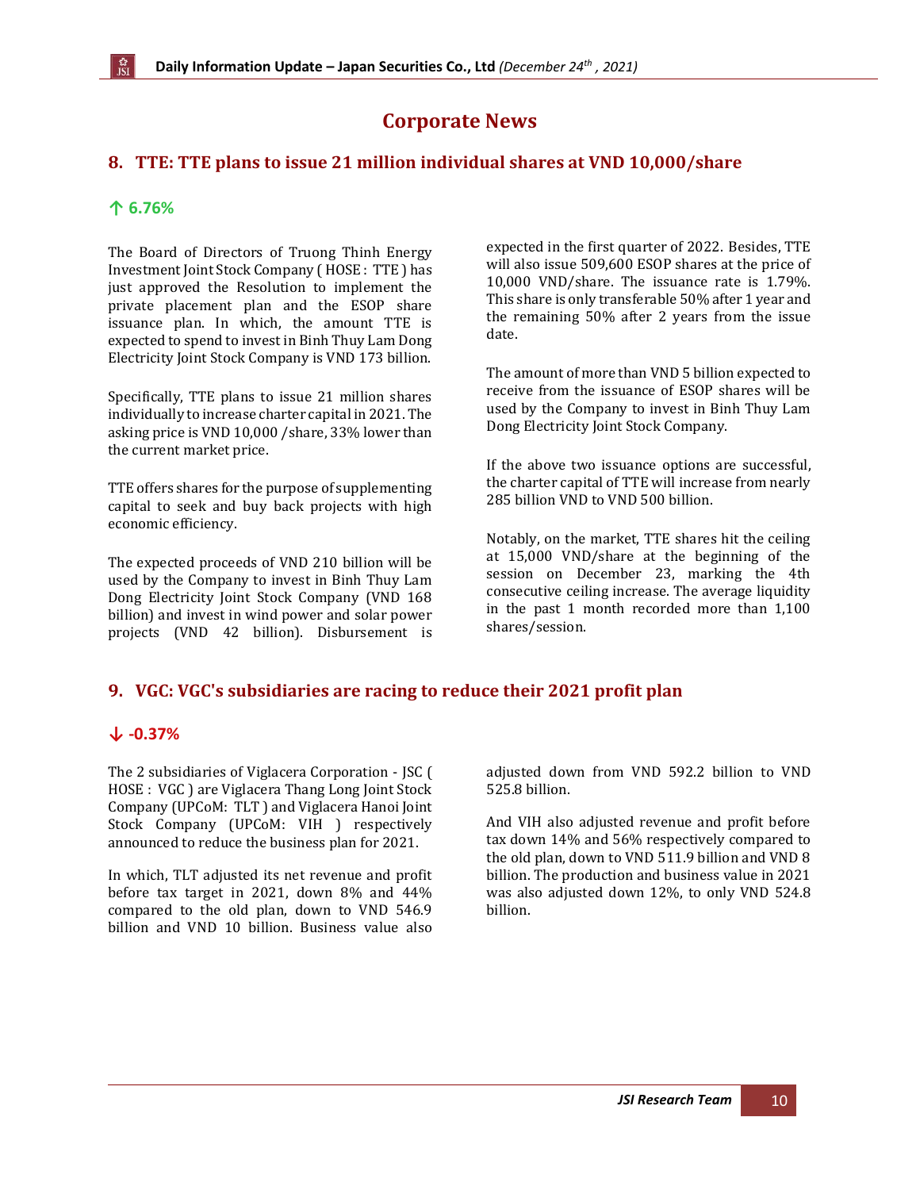# Corporate News

## 8. TTE: TTE plans to issue 21 million individual shares at VND 10,000/share

**↑ 6.76%**

The Board of Directors of Truong Thinh Energy Investment Joint Stock Company ( HOSE : TTE ) has just approved the Resolution to implement the private placement plan and the ESOP share issuance plan. In which, the amount TTE is expected to spend to invest in Binh Thuy Lam Dong Electricity Joint Stock Company is VND 173 billion.

Specifically, TTE plans to issue 21 million shares individually to increase charter capital in 2021. The asking price is VND 10,000 /share, 33% lower than the current market price.

TTE offers shares for the purpose of supplementing capital to seek and buy back projects with high economic efficiency.

The expected proceeds of VND 210 billion will be used by the Company to invest in Binh Thuy Lam Dong Electricity Joint Stock Company (VND 168 billion) and invest in wind power and solar power projects (VND 42 billion). Disbursement is expected in the first quarter of 2022. Besides, TTE will also issue 509,600 ESOP shares at the price of 10,000 VND/share. The issuance rate is 1.79%. This share is only transferable 50% after 1 year and the remaining 50% after 2 years from the issue date.

The amount of more than VND 5 billion expected to receive from the issuance of ESOP shares will be used by the Company to invest in Binh Thuy Lam Dong Electricity Joint Stock Company.

If the above two issuance options are successful, the charter capital of TTE will increase from nearly 285 billion VND to VND 500 billion.

Notably, on the market, TTE shares hit the ceiling at 15,000 VND/share at the beginning of the session on December 23, marking the 4th consecutive ceiling increase. The average liquidity in the past 1 month recorded more than 1,100 shares/session.

## 9. VGC: VGC's subsidiaries are racing to reduce their 2021 profit plan

**↓ -0.37%**

The 2 subsidiaries of Viglacera Corporation - JSC ( HOSE : VGC ) are Viglacera Thang Long Joint Stock Company (UPCoM: TLT ) and Viglacera Hanoi Joint Stock Company (UPCoM: VIH ) respectively announced to reduce the business plan for 2021.

In which, TLT adjusted its net revenue and profit before tax target in 2021, down 8% and 44% compared to the old plan, down to VND 546.9 billion and VND 10 billion. Business value also adjusted down from VND 592.2 billion to VND 525.8 billion.

And VIH also adjusted revenue and profit before tax down 14% and 56% respectively compared to the old plan, down to VND 511.9 billion and VND 8 billion. The production and business value in 2021 was also adjusted down 12%, to only VND 524.8 billion.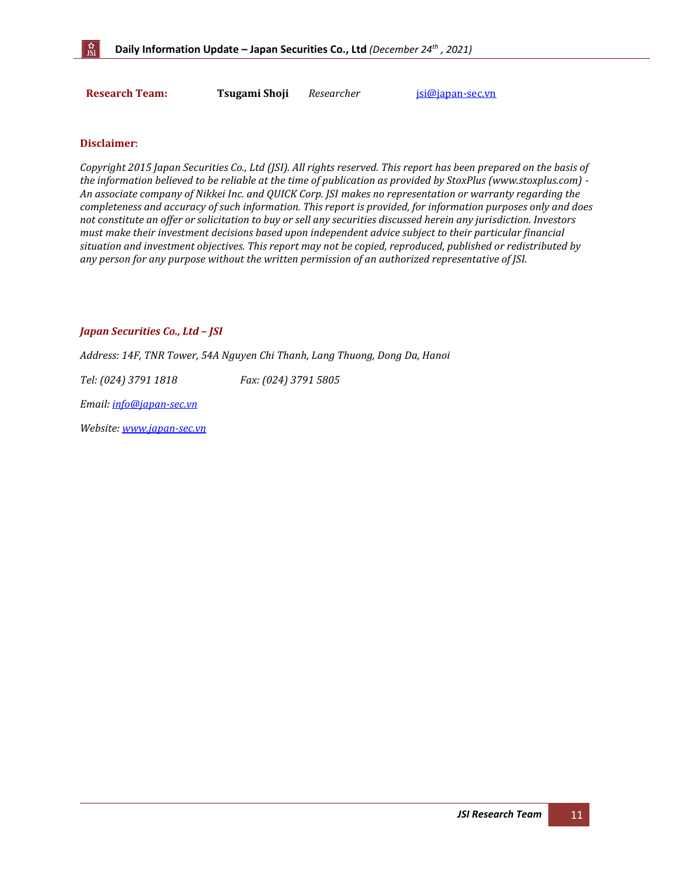**Research Team:** **Tsugami Shoji** *Researcher* jsi@japan-sec.vn

**Disclaimer**:

*Copyright 2015 Japan Securities Co., Ltd (JSI). All rights reserved. This report has been prepared on the basis of the information believed to be reliable at the time of publication as provided by StoxPlus (www.stoxplus.com) - An associate company of Nikkei Inc. and QUICK Corp. JSI makes no representation or warranty regarding the completeness and accuracy of such information. This report is provided, for information purposes only and does not constitute an offer or solicitation to buy or sell any securities discussed herein any jurisdiction. Investors must make their investment decisions based upon independent advice subject to their particular financial situation and investment objectives. This report may not be copied, reproduced, published or redistributed by any person for any purpose without the written permission of an authorized representative of JSI.*

***Japan Securities Co., Ltd – JSI***

*Address: 14F, TNR Tower, 54A Nguyen Chi Thanh, Lang Thuong, Dong Da, Hanoi*

*Tel: (024) 3791 1818* *Fax: (024) 3791 5805*

*Email: info@japan-sec.vn*

*Website: www.japan-sec.vn*